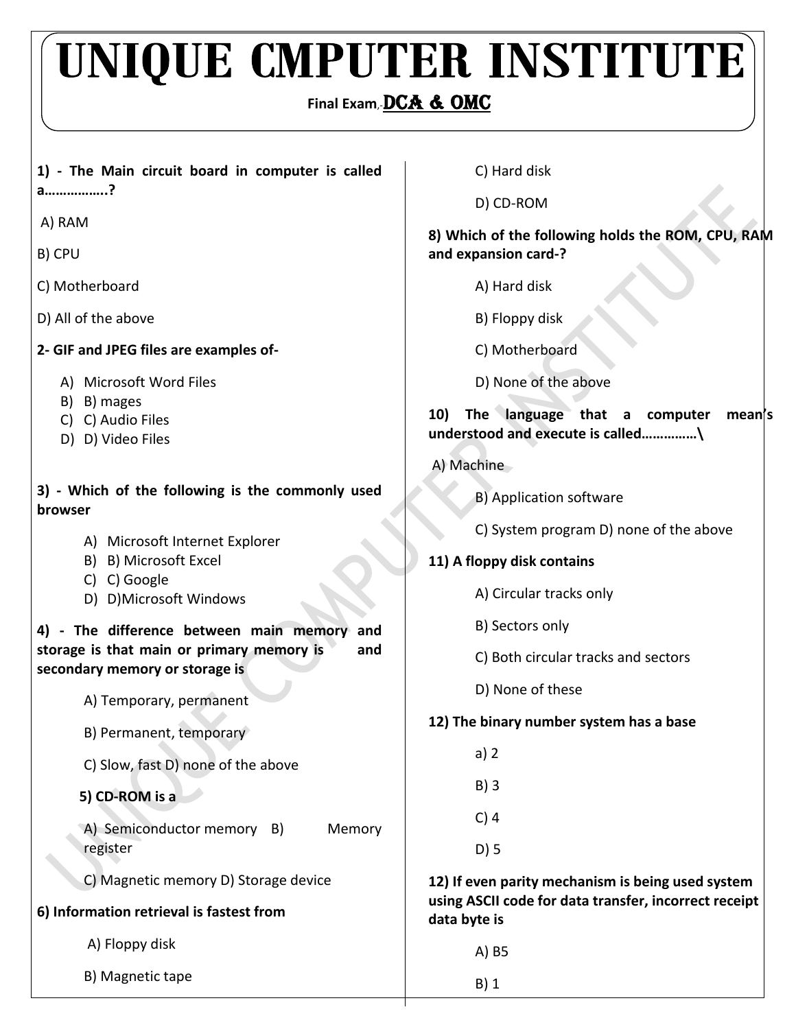# UNIQUE CMPUTER INSTITUTE

**Final Exam,-DCA & OMC**

**1) - The Main circuit board in computer is called a……………..?**

A) RAM

B) CPU

C) Motherboard

D) All of the above

**2- GIF and JPEG files are examples of-**

A) Microsoft Word Files
B) B) mages
C) C) Audio Files
D) D) Video Files

**3) - Which of the following is the commonly used browser**

A) Microsoft Internet Explorer
B) B) Microsoft Excel
C) C) Google
D) D)Microsoft Windows

**4) - The difference between main memory and storage is that main or primary memory is and secondary memory or storage is**

A) Temporary, permanent

B) Permanent, temporary

C) Slow, fast D) none of the above

**5) CD-ROM is a**

A) Semiconductor memory B) Memory register

C) Magnetic memory D) Storage device

**6) Information retrieval is fastest from**

A) Floppy disk

B) Magnetic tape

C) Hard disk

D) CD-ROM

**8) Which of the following holds the ROM, CPU, RAM and expansion card-?**

A) Hard disk

B) Floppy disk

C) Motherboard

D) None of the above

**10) The language that a computer mean's understood and execute is called……………\**

A) Machine

B) Application software

C) System program D) none of the above

**11) A floppy disk contains**

A) Circular tracks only

B) Sectors only

C) Both circular tracks and sectors

D) None of these

**12) The binary number system has a base**

a) 2

B) 3

C) 4

D) 5

**12) If even parity mechanism is being used system using ASCII code for data transfer, incorrect receipt data byte is**

A) B5

B) 1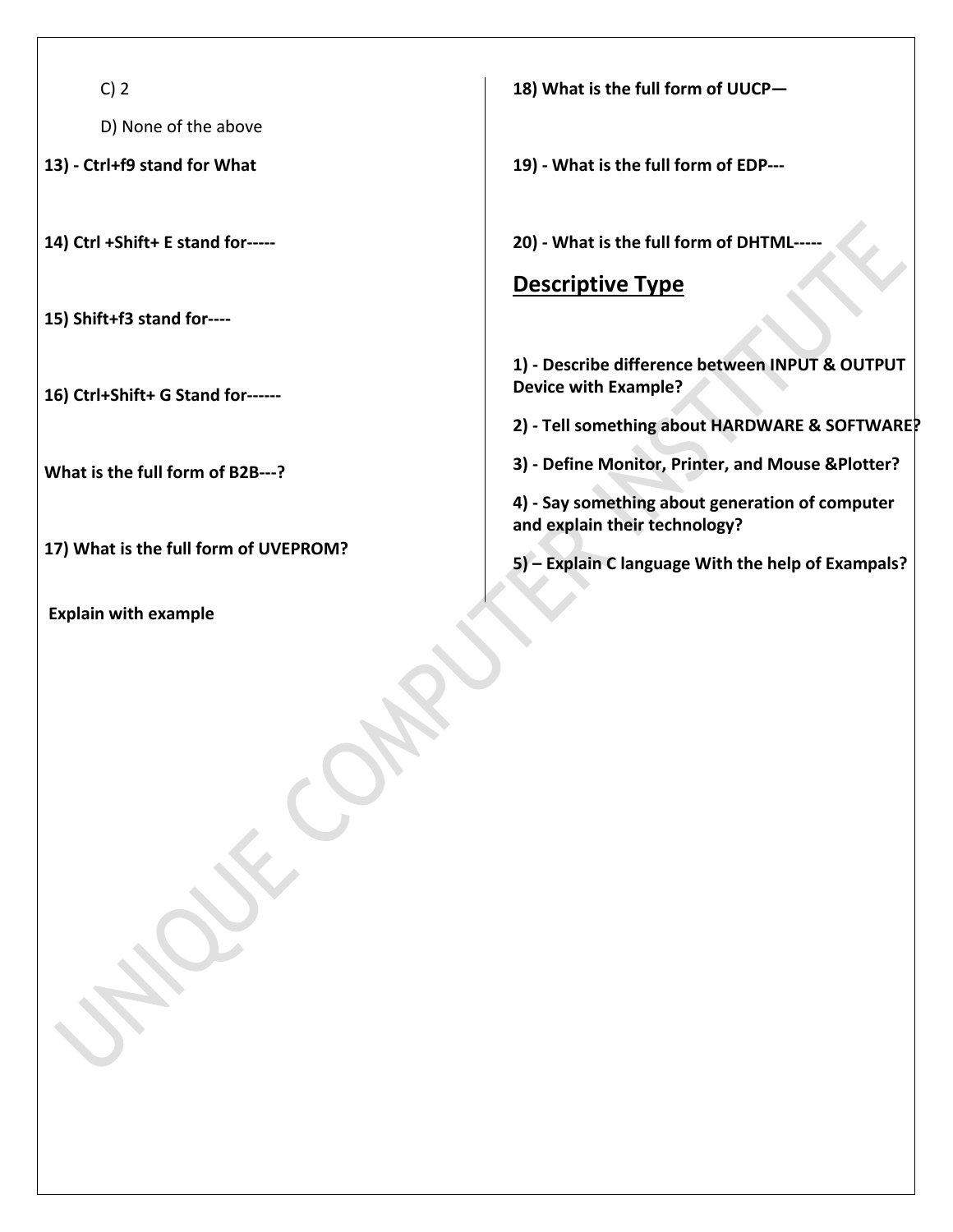C) 2

D) None of the above

**13) - Ctrl+f9 stand for What**

**14) Ctrl +Shift+ E stand for-----**

**15) Shift+f3 stand for----**

**16) Ctrl+Shift+ G Stand for------**

**What is the full form of B2B---?**

**17) What is the full form of UVEPROM?**

**Explain with example**

**18) What is the full form of UUCP—**

**19) - What is the full form of EDP---**

**20) - What is the full form of DHTML-----**

## Descriptive Type

**1) - Describe difference between INPUT & OUTPUT Device with Example?**

**2) - Tell something about HARDWARE & SOFTWARE?**

**3) - Define Monitor, Printer, and Mouse &Plotter?**

**4) - Say something about generation of computer and explain their technology?**

**5) – Explain C language With the help of Exampals?**